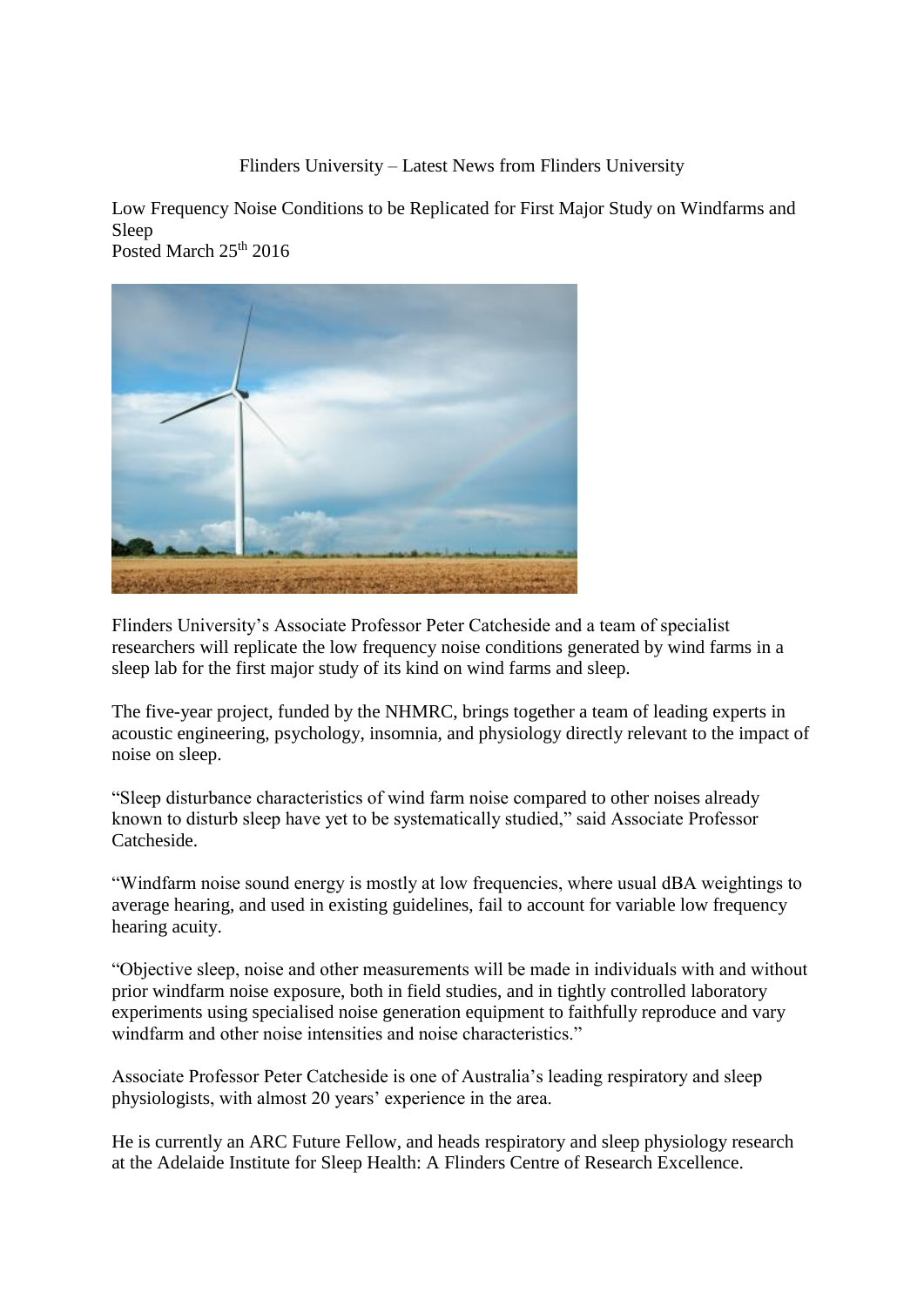Flinders University – Latest News from Flinders University

# Low Frequency Noise Conditions to be Replicated for First Major Study on Windfarms and Sleep

Posted March 25th 2016

Flinders University's Associate Professor Peter Catcheside and a team of specialist researchers will replicate the low frequency noise conditions generated by wind farms in a sleep lab for the first major study of its kind on wind farms and sleep.

The five-year project, funded by the NHMRC, brings together a team of leading experts in acoustic engineering, psychology, insomnia, and physiology directly relevant to the impact of noise on sleep.

"Sleep disturbance characteristics of wind farm noise compared to other noises already known to disturb sleep have yet to be systematically studied," said Associate Professor Catcheside.

"Windfarm noise sound energy is mostly at low frequencies, where usual dBA weightings to average hearing, and used in existing guidelines, fail to account for variable low frequency hearing acuity.

"Objective sleep, noise and other measurements will be made in individuals with and without prior windfarm noise exposure, both in field studies, and in tightly controlled laboratory experiments using specialised noise generation equipment to faithfully reproduce and vary windfarm and other noise intensities and noise characteristics."

Associate Professor Peter Catcheside is one of Australia's leading respiratory and sleep physiologists, with almost 20 years' experience in the area.

He is currently an ARC Future Fellow, and heads respiratory and sleep physiology research at the Adelaide Institute for Sleep Health: A Flinders Centre of Research Excellence.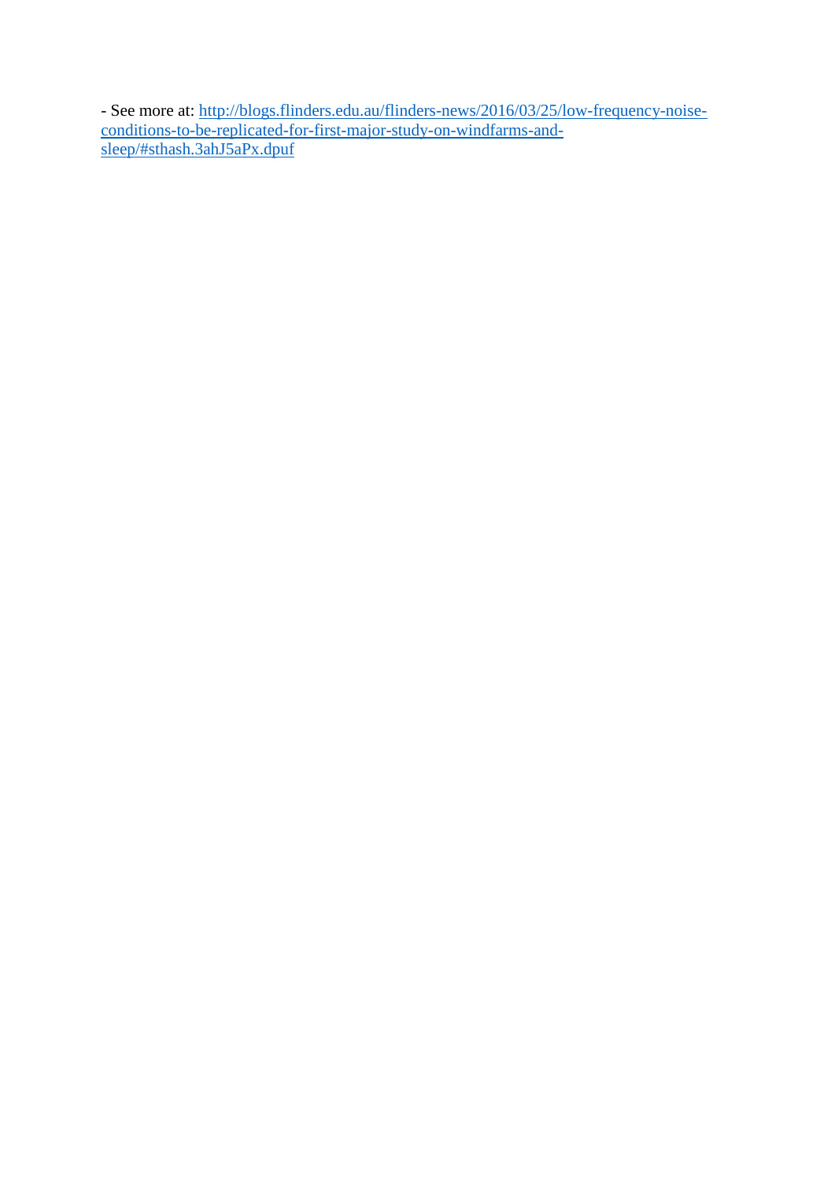- See more at: [http://blogs.flinders.edu.au/flinders-news/2016/03/25/low-frequency-noise-conditions-to-be-replicated-for-first-major-study-on-windfarms-and-sleep/#sthash.3ahJ5aPx.dpuf](http://blogs.flinders.edu.au/flinders-news/2016/03/25/low-frequency-noise-conditions-to-be-replicated-for-first-major-study-on-windfarms-and-sleep/#sthash.3ahJ5aPx.dpuf)